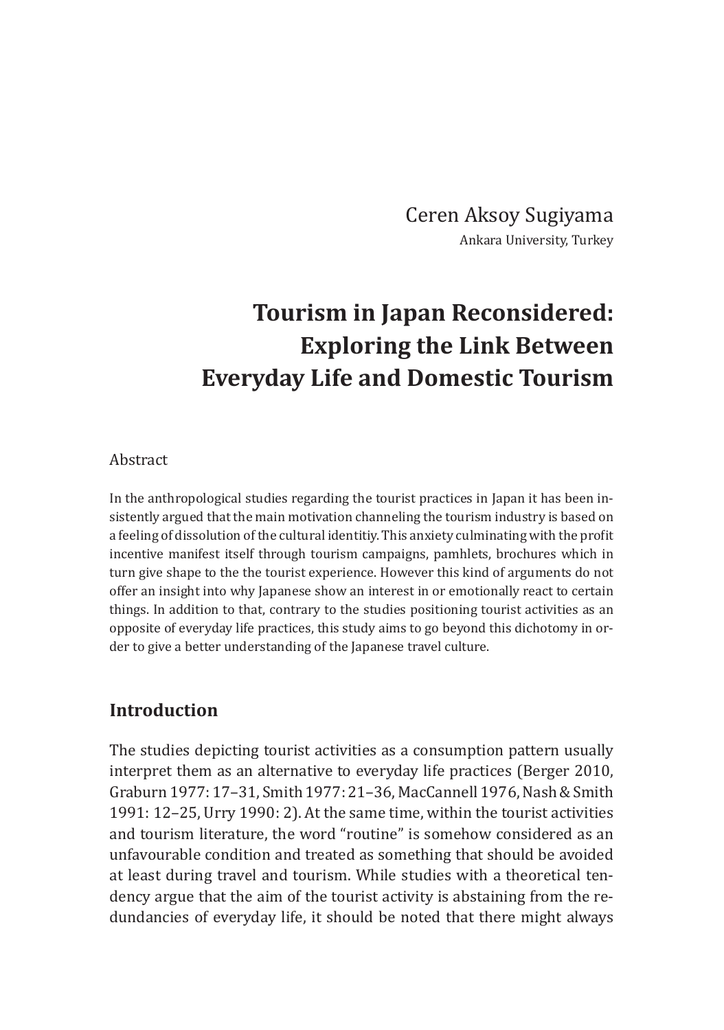Ceren Aksoy Sugiyama

Ankara University, Turkey

# Tourism in Japan Reconsidered: Exploring the Link Between Everyday Life and Domestic Tourism

## Abstract

In the anthropological studies regarding the tourist practices in Japan it has been insistently argued that the main motivation channeling the tourism industry is based on a feeling of dissolution of the cultural identitiy. This anxiety culminating with the profit incentive manifest itself through tourism campaigns, pamhlets, brochures which in turn give shape to the the tourist experience. However this kind of arguments do not offer an insight into why Japanese show an interest in or emotionally react to certain things. In addition to that, contrary to the studies positioning tourist activities as an opposite of everyday life practices, this study aims to go beyond this dichotomy in order to give a better understanding of the Japanese travel culture.

## Introduction

The studies depicting tourist activities as a consumption pattern usually interpret them as an alternative to everyday life practices (Berger 2010, Graburn 1977: 17–31, Smith 1977: 21–36, MacCannell 1976, Nash & Smith 1991: 12–25, Urry 1990: 2). At the same time, within the tourist activities and tourism literature, the word "routine" is somehow considered as an unfavourable condition and treated as something that should be avoided at least during travel and tourism. While studies with a theoretical tendency argue that the aim of the tourist activity is abstaining from the redundancies of everyday life, it should be noted that there might always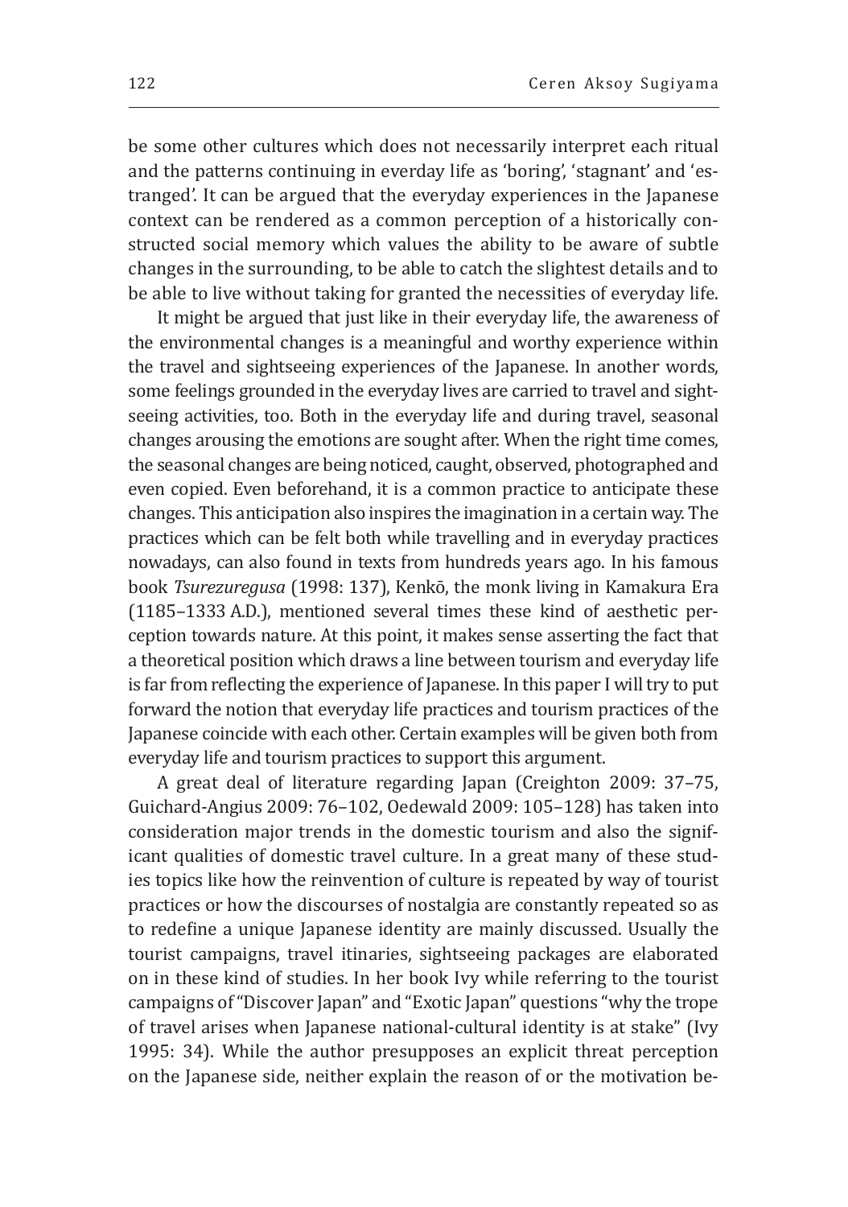be some other cultures which does not necessarily interpret each ritual and the patterns continuing in everday life as 'boring', 'stagnant' and 'estranged'. It can be argued that the everyday experiences in the Japanese context can be rendered as a common perception of a historically constructed social memory which values the ability to be aware of subtle changes in the surrounding, to be able to catch the slightest details and to be able to live without taking for granted the necessities of everyday life.

It might be argued that just like in their everyday life, the awareness of the environmental changes is a meaningful and worthy experience within the travel and sightseeing experiences of the Japanese. In another words, some feelings grounded in the everyday lives are carried to travel and sightseeing activities, too. Both in the everyday life and during travel, seasonal changes arousing the emotions are sought after. When the right time comes, the seasonal changes are being noticed, caught, observed, photographed and even copied. Even beforehand, it is a common practice to anticipate these changes. This anticipation also inspires the imagination in a certain way. The practices which can be felt both while travelling and in everyday practices nowadays, can also found in texts from hundreds years ago. In his famous book *Tsurezuregusa* (1998: 137), Kenkō, the monk living in Kamakura Era (1185–1333 A.D.), mentioned several times these kind of aesthetic perception towards nature. At this point, it makes sense asserting the fact that a theoretical position which draws a line between tourism and everyday life is far from reflecting the experience of Japanese. In this paper I will try to put forward the notion that everyday life practices and tourism practices of the Japanese coincide with each other. Certain examples will be given both from everyday life and tourism practices to support this argument.

A great deal of literature regarding Japan (Creighton 2009: 37–75, Guichard-Angius 2009: 76–102, Oedewald 2009: 105–128) has taken into consideration major trends in the domestic tourism and also the significant qualities of domestic travel culture. In a great many of these studies topics like how the reinvention of culture is repeated by way of tourist practices or how the discourses of nostalgia are constantly repeated so as to redefine a unique Japanese identity are mainly discussed. Usually the tourist campaigns, travel itinaries, sightseeing packages are elaborated on in these kind of studies. In her book Ivy while referring to the tourist campaigns of "Discover Japan" and "Exotic Japan" questions "why the trope of travel arises when Japanese national-cultural identity is at stake" (Ivy 1995: 34). While the author presupposes an explicit threat perception on the Japanese side, neither explain the reason of or the motivation be-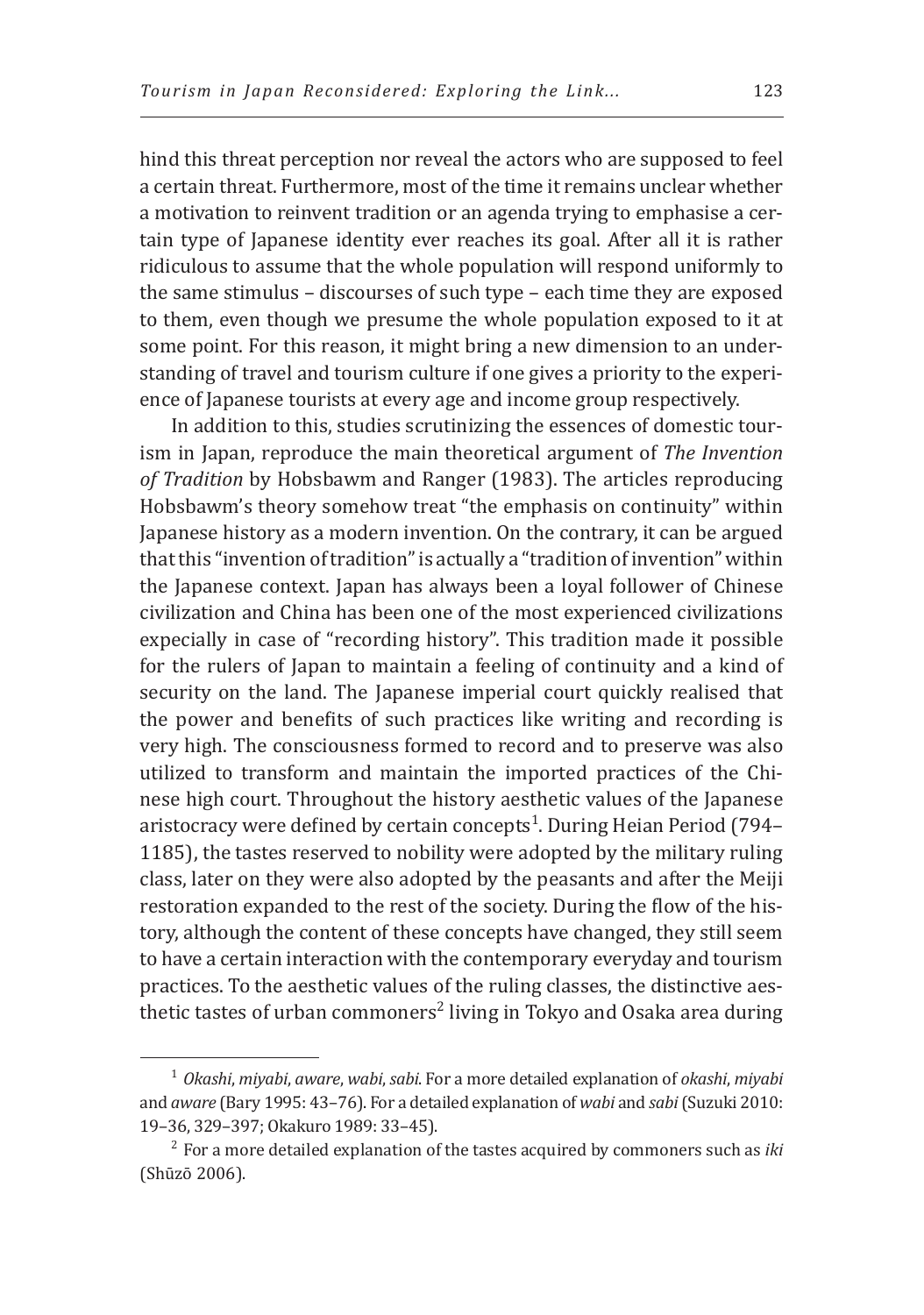hind this threat perception nor reveal the actors who are supposed to feel a certain threat. Furthermore, most of the time it remains unclear whether a motivation to reinvent tradition or an agenda trying to emphasise a certain type of Japanese identity ever reaches its goal. After all it is rather ridiculous to assume that the whole population will respond uniformly to the same stimulus – discourses of such type – each time they are exposed to them, even though we presume the whole population exposed to it at some point. For this reason, it might bring a new dimension to an understanding of travel and tourism culture if one gives a priority to the experience of Japanese tourists at every age and income group respectively.

In addition to this, studies scrutinizing the essences of domestic tourism in Japan, reproduce the main theoretical argument of *The Invention of Tradition* by Hobsbawm and Ranger (1983). The articles reproducing Hobsbawm's theory somehow treat "the emphasis on continuity" within Japanese history as a modern invention. On the contrary, it can be argued that this "invention of tradition" is actually a "tradition of invention" within the Japanese context. Japan has always been a loyal follower of Chinese civilization and China has been one of the most experienced civilizations expecially in case of "recording history". This tradition made it possible for the rulers of Japan to maintain a feeling of continuity and a kind of security on the land. The Japanese imperial court quickly realised that the power and benefits of such practices like writing and recording is very high. The consciousness formed to record and to preserve was also utilized to transform and maintain the imported practices of the Chinese high court. Throughout the history aesthetic values of the Japanese aristocracy were defined by certain concepts[1]. During Heian Period (794–1185), the tastes reserved to nobility were adopted by the military ruling class, later on they were also adopted by the peasants and after the Meiji restoration expanded to the rest of the society. During the flow of the history, although the content of these concepts have changed, they still seem to have a certain interaction with the contemporary everyday and tourism practices. To the aesthetic values of the ruling classes, the distinctive aesthetic tastes of urban commoners[2] living in Tokyo and Osaka area during

---

[1] *Okashi*, *miyabi*, *aware*, *wabi*, *sabi*. For a more detailed explanation of *okashi*, *miyabi* and *aware* (Bary 1995: 43–76). For a detailed explanation of *wabi* and *sabi* (Suzuki 2010: 19–36, 329–397; Okakuro 1989: 33–45).

[2] For a more detailed explanation of the tastes acquired by commoners such as *iki* (Shūzō 2006).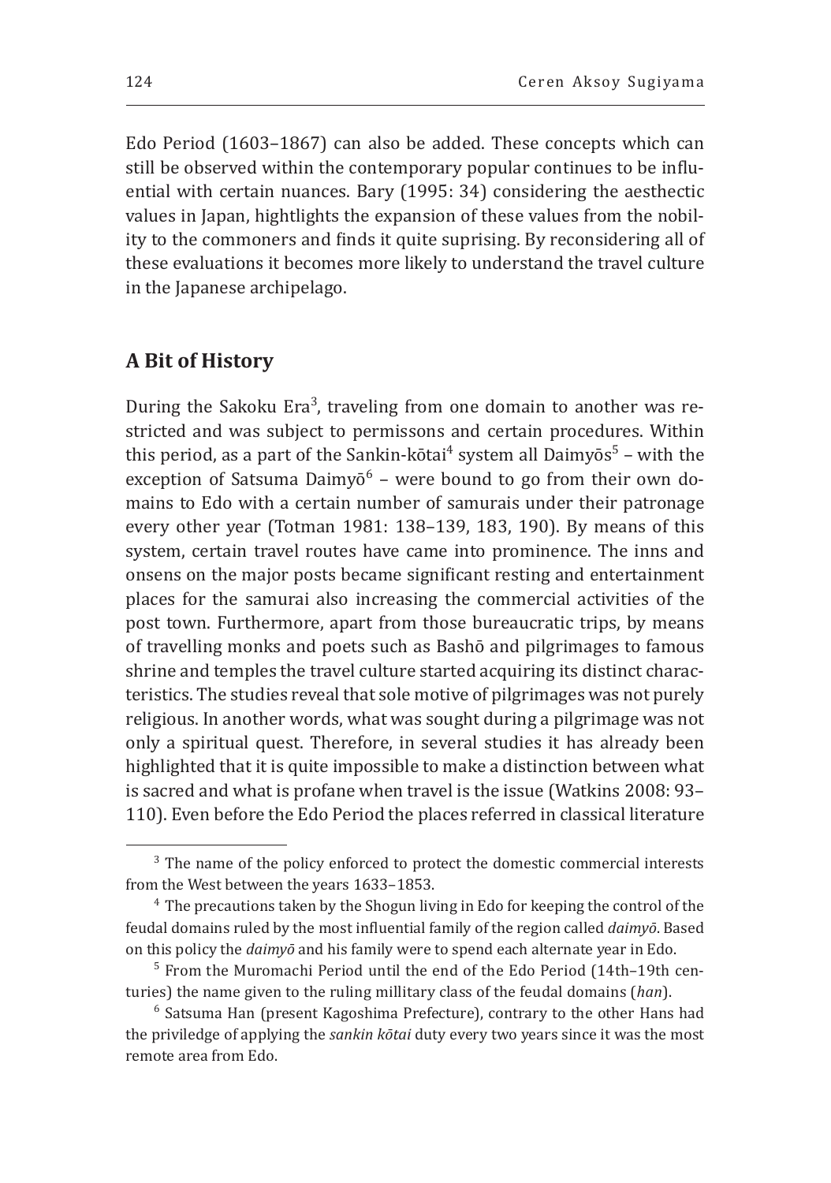Edo Period (1603–1867) can also be added. These concepts which can still be observed within the contemporary popular continues to be influential with certain nuances. Bary (1995: 34) considering the aesthectic values in Japan, hightlights the expansion of these values from the nobility to the commoners and finds it quite suprising. By reconsidering all of these evaluations it becomes more likely to understand the travel culture in the Japanese archipelago.

## A Bit of History

During the Sakoku Era[3], traveling from one domain to another was restricted and was subject to permissons and certain procedures. Within this period, as a part of the Sankin-kōtai[4] system all Daimyōs[5] – with the exception of Satsuma Daimyō[6] – were bound to go from their own domains to Edo with a certain number of samurais under their patronage every other year (Totman 1981: 138–139, 183, 190). By means of this system, certain travel routes have came into prominence. The inns and onsens on the major posts became significant resting and entertainment places for the samurai also increasing the commercial activities of the post town. Furthermore, apart from those bureaucratic trips, by means of travelling monks and poets such as Bashō and pilgrimages to famous shrine and temples the travel culture started acquiring its distinct characteristics. The studies reveal that sole motive of pilgrimages was not purely religious. In another words, what was sought during a pilgrimage was not only a spiritual quest. Therefore, in several studies it has already been highlighted that it is quite impossible to make a distinction between what is sacred and what is profane when travel is the issue (Watkins 2008: 93–110). Even before the Edo Period the places referred in classical literature

[3] The name of the policy enforced to protect the domestic commercial interests from the West between the years 1633–1853.

[4] The precautions taken by the Shogun living in Edo for keeping the control of the feudal domains ruled by the most influential family of the region called *daimyō*. Based on this policy the *daimyō* and his family were to spend each alternate year in Edo.

[5] From the Muromachi Period until the end of the Edo Period (14th–19th centuries) the name given to the ruling millitary class of the feudal domains (*han*).

[6] Satsuma Han (present Kagoshima Prefecture), contrary to the other Hans had the priviledge of applying the *sankin kōtai* duty every two years since it was the most remote area from Edo.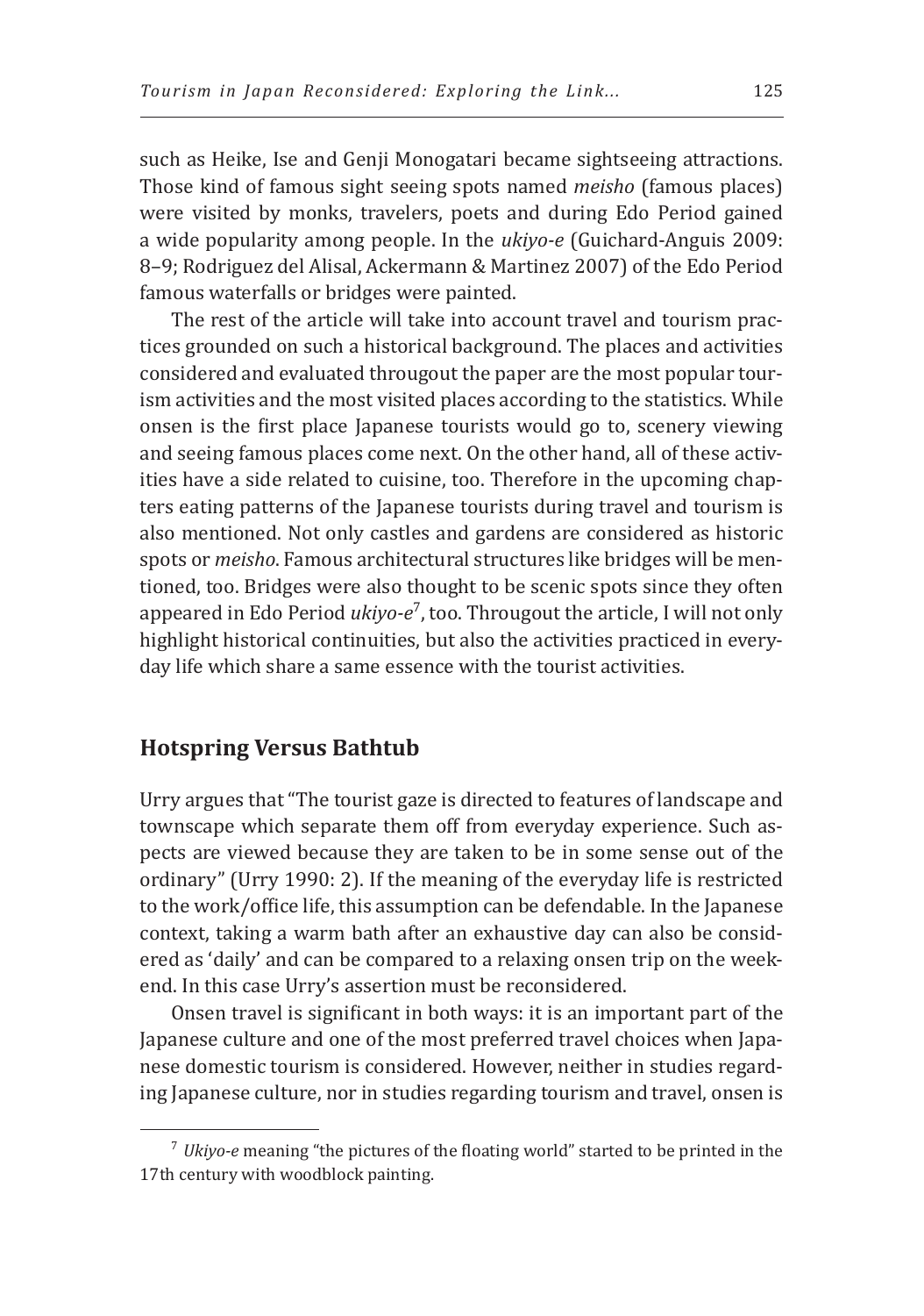such as Heike, Ise and Genji Monogatari became sightseeing attractions. Those kind of famous sight seeing spots named *meisho* (famous places) were visited by monks, travelers, poets and during Edo Period gained a wide popularity among people. In the *ukiyo-e* (Guichard-Anguis 2009: 8–9; Rodriguez del Alisal, Ackermann & Martinez 2007) of the Edo Period famous waterfalls or bridges were painted.

The rest of the article will take into account travel and tourism practices grounded on such a historical background. The places and activities considered and evaluated througout the paper are the most popular tourism activities and the most visited places according to the statistics. While onsen is the first place Japanese tourists would go to, scenery viewing and seeing famous places come next. On the other hand, all of these activities have a side related to cuisine, too. Therefore in the upcoming chapters eating patterns of the Japanese tourists during travel and tourism is also mentioned. Not only castles and gardens are considered as historic spots or *meisho*. Famous architectural structures like bridges will be mentioned, too. Bridges were also thought to be scenic spots since they often appeared in Edo Period *ukiyo-e*[7], too. Througout the article, I will not only highlight historical continuities, but also the activities practiced in everyday life which share a same essence with the tourist activities.

## Hotspring Versus Bathtub

Urry argues that "The tourist gaze is directed to features of landscape and townscape which separate them off from everyday experience. Such aspects are viewed because they are taken to be in some sense out of the ordinary" (Urry 1990: 2). If the meaning of the everyday life is restricted to the work/office life, this assumption can be defendable. In the Japanese context, taking a warm bath after an exhaustive day can also be considered as 'daily' and can be compared to a relaxing onsen trip on the weekend. In this case Urry's assertion must be reconsidered.

Onsen travel is significant in both ways: it is an important part of the Japanese culture and one of the most preferred travel choices when Japanese domestic tourism is considered. However, neither in studies regarding Japanese culture, nor in studies regarding tourism and travel, onsen is

[7] *Ukiyo-e* meaning "the pictures of the floating world" started to be printed in the 17th century with woodblock painting.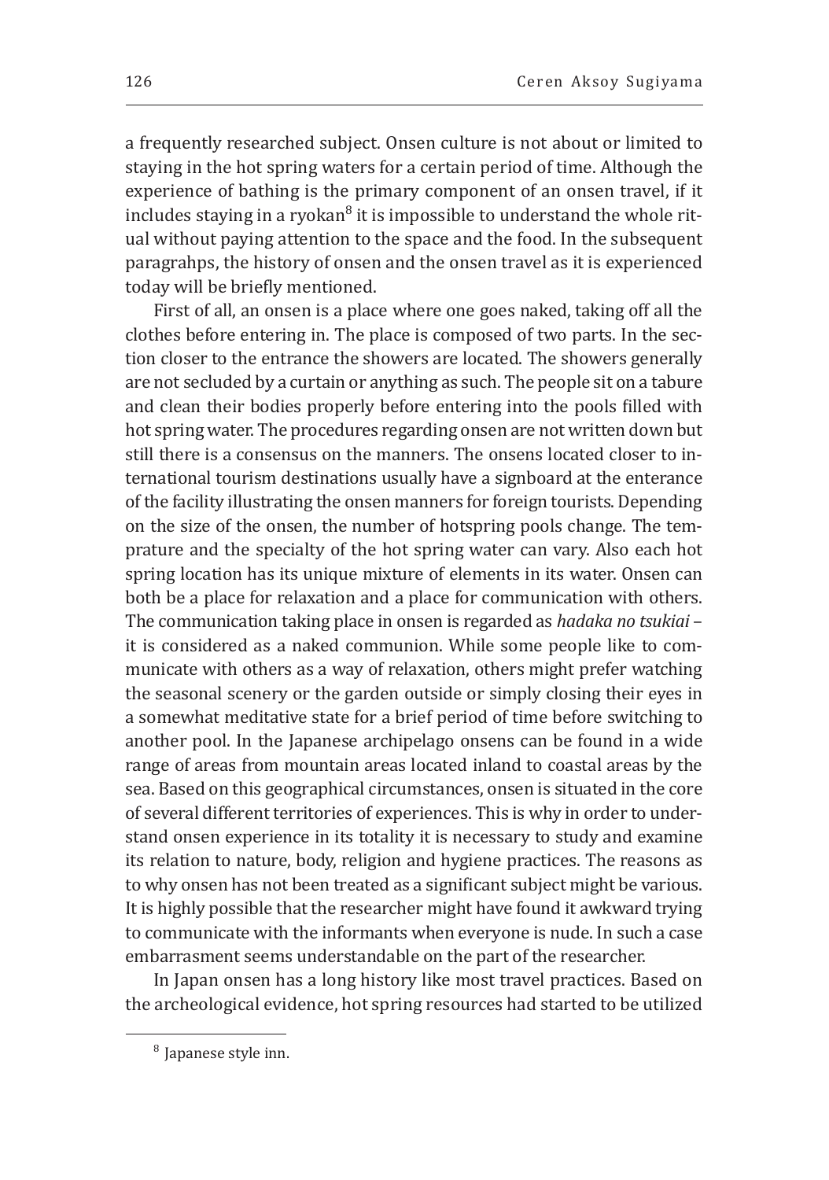a frequently researched subject. Onsen culture is not about or limited to staying in the hot spring waters for a certain period of time. Although the experience of bathing is the primary component of an onsen travel, if it includes staying in a ryokan[8] it is impossible to understand the whole ritual without paying attention to the space and the food. In the subsequent paragrahps, the history of onsen and the onsen travel as it is experienced today will be briefly mentioned.

First of all, an onsen is a place where one goes naked, taking off all the clothes before entering in. The place is composed of two parts. In the section closer to the entrance the showers are located. The showers generally are not secluded by a curtain or anything as such. The people sit on a tabure and clean their bodies properly before entering into the pools filled with hot spring water. The procedures regarding onsen are not written down but still there is a consensus on the manners. The onsens located closer to international tourism destinations usually have a signboard at the enterance of the facility illustrating the onsen manners for foreign tourists. Depending on the size of the onsen, the number of hotspring pools change. The temprature and the specialty of the hot spring water can vary. Also each hot spring location has its unique mixture of elements in its water. Onsen can both be a place for relaxation and a place for communication with others. The communication taking place in onsen is regarded as *hadaka no tsukiai* – it is considered as a naked communion. While some people like to communicate with others as a way of relaxation, others might prefer watching the seasonal scenery or the garden outside or simply closing their eyes in a somewhat meditative state for a brief period of time before switching to another pool. In the Japanese archipelago onsens can be found in a wide range of areas from mountain areas located inland to coastal areas by the sea. Based on this geographical circumstances, onsen is situated in the core of several different territories of experiences. This is why in order to understand onsen experience in its totality it is necessary to study and examine its relation to nature, body, religion and hygiene practices. The reasons as to why onsen has not been treated as a significant subject might be various. It is highly possible that the researcher might have found it awkward trying to communicate with the informants when everyone is nude. In such a case embarrasment seems understandable on the part of the researcher.

In Japan onsen has a long history like most travel practices. Based on the archeological evidence, hot spring resources had started to be utilized

[8] Japanese style inn.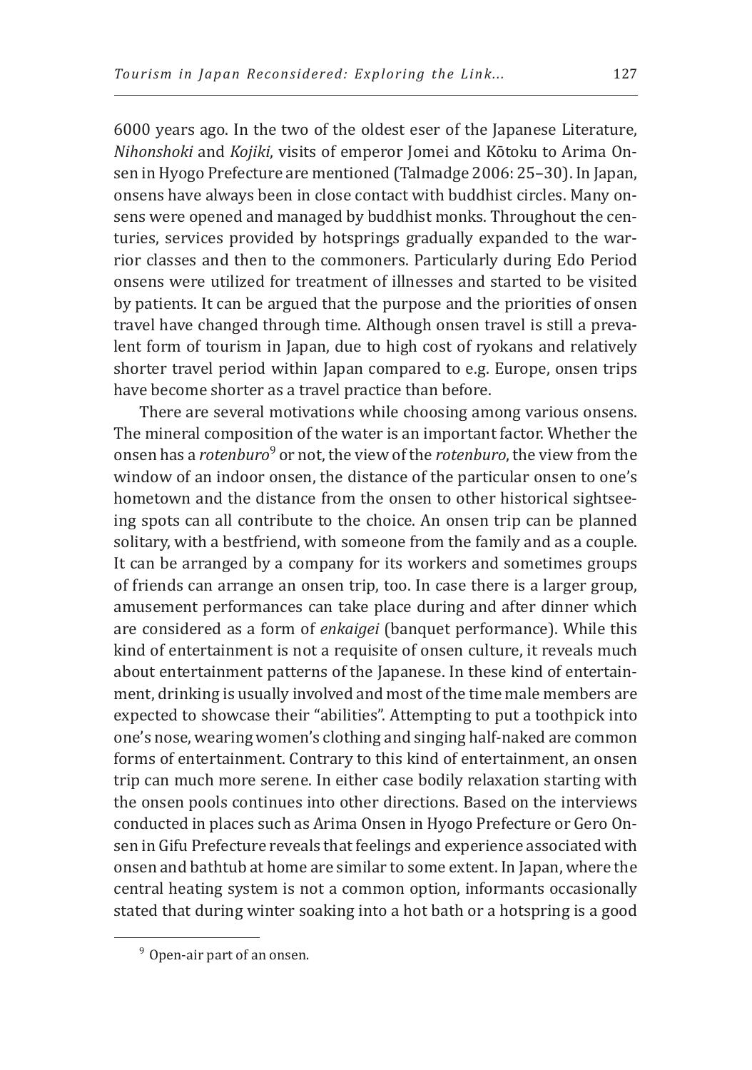6000 years ago. In the two of the oldest eser of the Japanese Literature, *Nihonshoki* and *Kojiki*, visits of emperor Jomei and Kōtoku to Arima Onsen in Hyogo Prefecture are mentioned (Talmadge 2006: 25–30). In Japan, onsens have always been in close contact with buddhist circles. Many onsens were opened and managed by buddhist monks. Throughout the centuries, services provided by hotsprings gradually expanded to the warrior classes and then to the commoners. Particularly during Edo Period onsens were utilized for treatment of illnesses and started to be visited by patients. It can be argued that the purpose and the priorities of onsen travel have changed through time. Although onsen travel is still a prevalent form of tourism in Japan, due to high cost of ryokans and relatively shorter travel period within Japan compared to e.g. Europe, onsen trips have become shorter as a travel practice than before.

There are several motivations while choosing among various onsens. The mineral composition of the water is an important factor. Whether the onsen has a *rotenburo*[9] or not, the view of the *rotenburo*, the view from the window of an indoor onsen, the distance of the particular onsen to one's hometown and the distance from the onsen to other historical sightseeing spots can all contribute to the choice. An onsen trip can be planned solitary, with a bestfriend, with someone from the family and as a couple. It can be arranged by a company for its workers and sometimes groups of friends can arrange an onsen trip, too. In case there is a larger group, amusement performances can take place during and after dinner which are considered as a form of *enkaigei* (banquet performance). While this kind of entertainment is not a requisite of onsen culture, it reveals much about entertainment patterns of the Japanese. In these kind of entertainment, drinking is usually involved and most of the time male members are expected to showcase their "abilities". Attempting to put a toothpick into one's nose, wearing women's clothing and singing half-naked are common forms of entertainment. Contrary to this kind of entertainment, an onsen trip can much more serene. In either case bodily relaxation starting with the onsen pools continues into other directions. Based on the interviews conducted in places such as Arima Onsen in Hyogo Prefecture or Gero Onsen in Gifu Prefecture reveals that feelings and experience associated with onsen and bathtub at home are similar to some extent. In Japan, where the central heating system is not a common option, informants occasionally stated that during winter soaking into a hot bath or a hotspring is a good

[9] Open-air part of an onsen.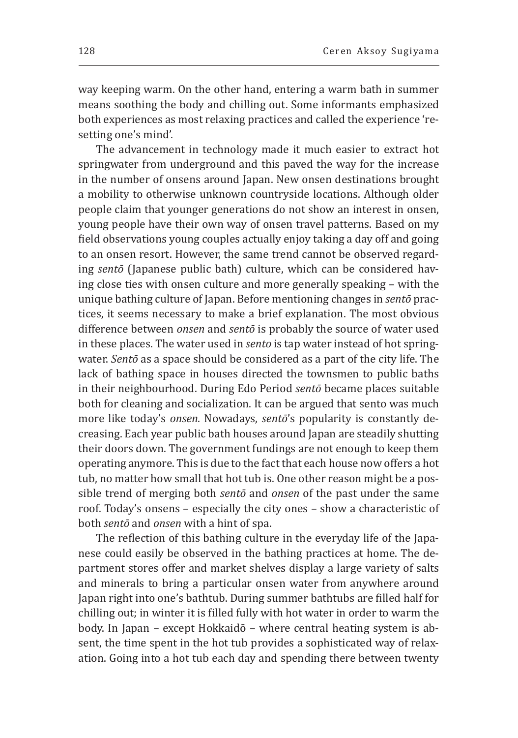way keeping warm. On the other hand, entering a warm bath in summer means soothing the body and chilling out. Some informants emphasized both experiences as most relaxing practices and called the experience 're-setting one's mind'.

The advancement in technology made it much easier to extract hot springwater from underground and this paved the way for the increase in the number of onsens around Japan. New onsen destinations brought a mobility to otherwise unknown countryside locations. Although older people claim that younger generations do not show an interest in onsen, young people have their own way of onsen travel patterns. Based on my field observations young couples actually enjoy taking a day off and going to an onsen resort. However, the same trend cannot be observed regarding *sentō* (Japanese public bath) culture, which can be considered having close ties with onsen culture and more generally speaking – with the unique bathing culture of Japan. Before mentioning changes in *sentō* practices, it seems necessary to make a brief explanation. The most obvious difference between *onsen* and *sentō* is probably the source of water used in these places. The water used in *sento* is tap water instead of hot springwater. *Sentō* as a space should be considered as a part of the city life. The lack of bathing space in houses directed the townsmen to public baths in their neighbourhood. During Edo Period *sentō* became places suitable both for cleaning and socialization. It can be argued that sento was much more like today's *onsen*. Nowadays, *sentō*'s popularity is constantly decreasing. Each year public bath houses around Japan are steadily shutting their doors down. The government fundings are not enough to keep them operating anymore. This is due to the fact that each house now offers a hot tub, no matter how small that hot tub is. One other reason might be a possible trend of merging both *sentō* and *onsen* of the past under the same roof. Today's onsens – especially the city ones – show a characteristic of both *sentō* and *onsen* with a hint of spa.

The reflection of this bathing culture in the everyday life of the Japanese could easily be observed in the bathing practices at home. The department stores offer and market shelves display a large variety of salts and minerals to bring a particular onsen water from anywhere around Japan right into one's bathtub. During summer bathtubs are filled half for chilling out; in winter it is filled fully with hot water in order to warm the body. In Japan – except Hokkaidō – where central heating system is absent, the time spent in the hot tub provides a sophisticated way of relaxation. Going into a hot tub each day and spending there between twenty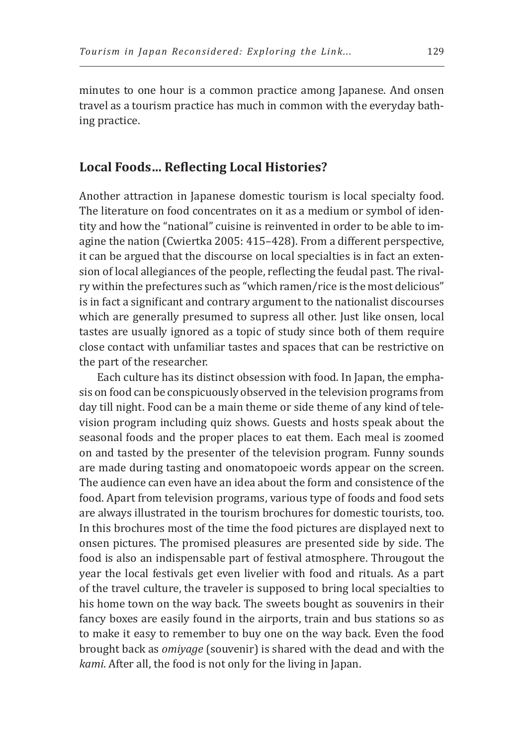minutes to one hour is a common practice among Japanese. And onsen travel as a tourism practice has much in common with the everyday bathing practice.

## Local Foods... Reflecting Local Histories?

Another attraction in Japanese domestic tourism is local specialty food. The literature on food concentrates on it as a medium or symbol of identity and how the "national" cuisine is reinvented in order to be able to imagine the nation (Cwiertka 2005: 415–428). From a different perspective, it can be argued that the discourse on local specialties is in fact an extension of local allegiances of the people, reflecting the feudal past. The rivalry within the prefectures such as "which ramen/rice is the most delicious" is in fact a significant and contrary argument to the nationalist discourses which are generally presumed to supress all other. Just like onsen, local tastes are usually ignored as a topic of study since both of them require close contact with unfamiliar tastes and spaces that can be restrictive on the part of the researcher.

Each culture has its distinct obsession with food. In Japan, the emphasis on food can be conspicuously observed in the television programs from day till night. Food can be a main theme or side theme of any kind of television program including quiz shows. Guests and hosts speak about the seasonal foods and the proper places to eat them. Each meal is zoomed on and tasted by the presenter of the television program. Funny sounds are made during tasting and onomatopoeic words appear on the screen. The audience can even have an idea about the form and consistence of the food. Apart from television programs, various type of foods and food sets are always illustrated in the tourism brochures for domestic tourists, too. In this brochures most of the time the food pictures are displayed next to onsen pictures. The promised pleasures are presented side by side. The food is also an indispensable part of festival atmosphere. Througout the year the local festivals get even livelier with food and rituals. As a part of the travel culture, the traveler is supposed to bring local specialties to his home town on the way back. The sweets bought as souvenirs in their fancy boxes are easily found in the airports, train and bus stations so as to make it easy to remember to buy one on the way back. Even the food brought back as *omiyage* (souvenir) is shared with the dead and with the *kami*. After all, the food is not only for the living in Japan.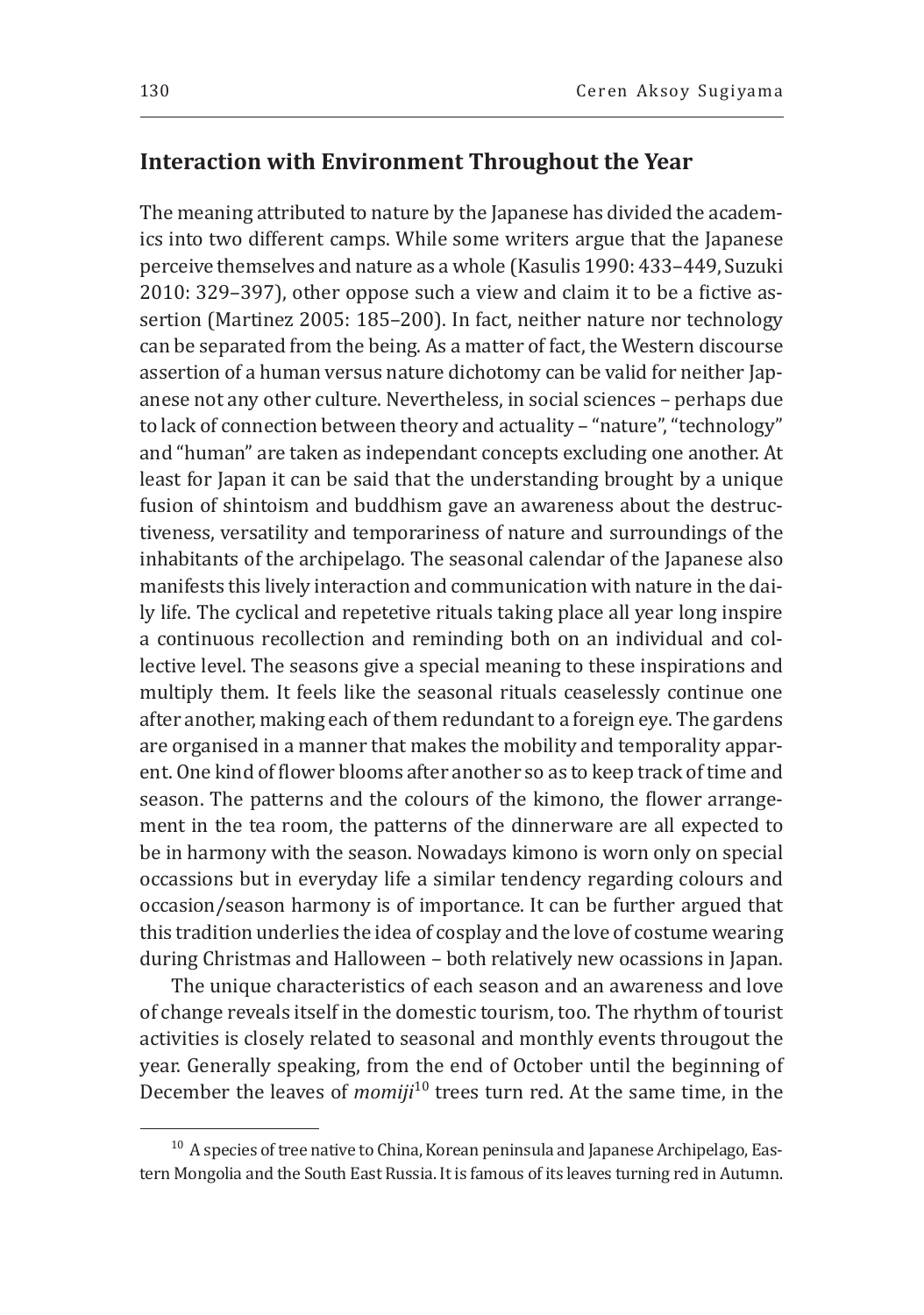## Interaction with Environment Throughout the Year

The meaning attributed to nature by the Japanese has divided the academics into two different camps. While some writers argue that the Japanese perceive themselves and nature as a whole (Kasulis 1990: 433–449, Suzuki 2010: 329–397), other oppose such a view and claim it to be a fictive assertion (Martinez 2005: 185–200). In fact, neither nature nor technology can be separated from the being. As a matter of fact, the Western discourse assertion of a human versus nature dichotomy can be valid for neither Japanese not any other culture. Nevertheless, in social sciences – perhaps due to lack of connection between theory and actuality – "nature", "technology" and "human" are taken as independant concepts excluding one another. At least for Japan it can be said that the understanding brought by a unique fusion of shintoism and buddhism gave an awareness about the destructiveness, versatility and temporariness of nature and surroundings of the inhabitants of the archipelago. The seasonal calendar of the Japanese also manifests this lively interaction and communication with nature in the daily life. The cyclical and repetetive rituals taking place all year long inspire a continuous recollection and reminding both on an individual and collective level. The seasons give a special meaning to these inspirations and multiply them. It feels like the seasonal rituals ceaselessly continue one after another, making each of them redundant to a foreign eye. The gardens are organised in a manner that makes the mobility and temporality apparent. One kind of flower blooms after another so as to keep track of time and season. The patterns and the colours of the kimono, the flower arrangement in the tea room, the patterns of the dinnerware are all expected to be in harmony with the season. Nowadays kimono is worn only on special occassions but in everyday life a similar tendency regarding colours and occasion/season harmony is of importance. It can be further argued that this tradition underlies the idea of cosplay and the love of costume wearing during Christmas and Halloween – both relatively new ocassions in Japan.

The unique characteristics of each season and an awareness and love of change reveals itself in the domestic tourism, too. The rhythm of tourist activities is closely related to seasonal and monthly events througout the year. Generally speaking, from the end of October until the beginning of December the leaves of *momiji*[10] trees turn red. At the same time, in the

[10] A species of tree native to China, Korean peninsula and Japanese Archipelago, Eastern Mongolia and the South East Russia. It is famous of its leaves turning red in Autumn.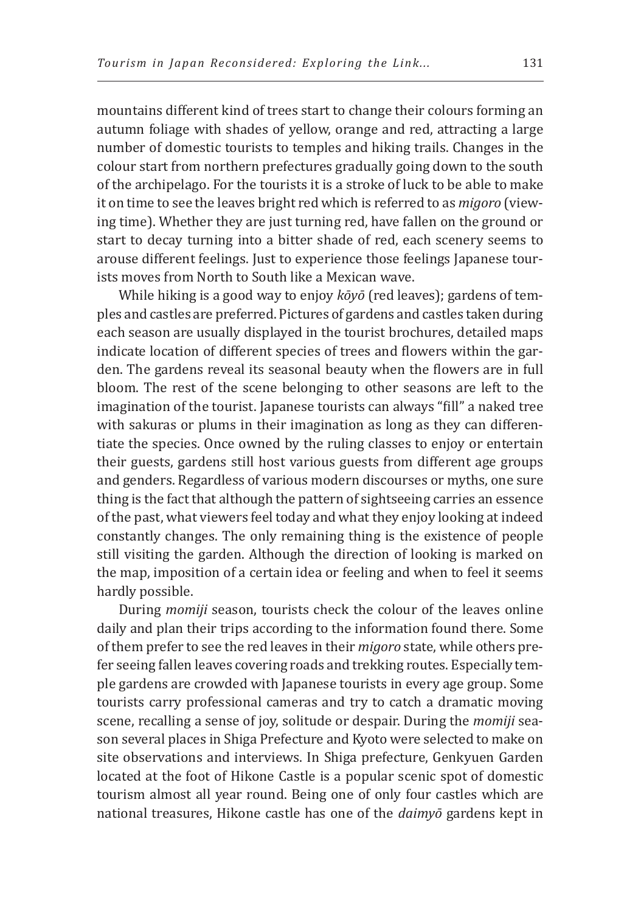mountains different kind of trees start to change their colours forming an autumn foliage with shades of yellow, orange and red, attracting a large number of domestic tourists to temples and hiking trails. Changes in the colour start from northern prefectures gradually going down to the south of the archipelago. For the tourists it is a stroke of luck to be able to make it on time to see the leaves bright red which is referred to as *migoro* (viewing time). Whether they are just turning red, have fallen on the ground or start to decay turning into a bitter shade of red, each scenery seems to arouse different feelings. Just to experience those feelings Japanese tourists moves from North to South like a Mexican wave.

While hiking is a good way to enjoy *kōyō* (red leaves); gardens of temples and castles are preferred. Pictures of gardens and castles taken during each season are usually displayed in the tourist brochures, detailed maps indicate location of different species of trees and flowers within the garden. The gardens reveal its seasonal beauty when the flowers are in full bloom. The rest of the scene belonging to other seasons are left to the imagination of the tourist. Japanese tourists can always "fill" a naked tree with sakuras or plums in their imagination as long as they can differentiate the species. Once owned by the ruling classes to enjoy or entertain their guests, gardens still host various guests from different age groups and genders. Regardless of various modern discourses or myths, one sure thing is the fact that although the pattern of sightseeing carries an essence of the past, what viewers feel today and what they enjoy looking at indeed constantly changes. The only remaining thing is the existence of people still visiting the garden. Although the direction of looking is marked on the map, imposition of a certain idea or feeling and when to feel it seems hardly possible.

During *momiji* season, tourists check the colour of the leaves online daily and plan their trips according to the information found there. Some of them prefer to see the red leaves in their *migoro* state, while others prefer seeing fallen leaves covering roads and trekking routes. Especially temple gardens are crowded with Japanese tourists in every age group. Some tourists carry professional cameras and try to catch a dramatic moving scene, recalling a sense of joy, solitude or despair. During the *momiji* season several places in Shiga Prefecture and Kyoto were selected to make on site observations and interviews. In Shiga prefecture, Genkyuen Garden located at the foot of Hikone Castle is a popular scenic spot of domestic tourism almost all year round. Being one of only four castles which are national treasures, Hikone castle has one of the *daimyō* gardens kept in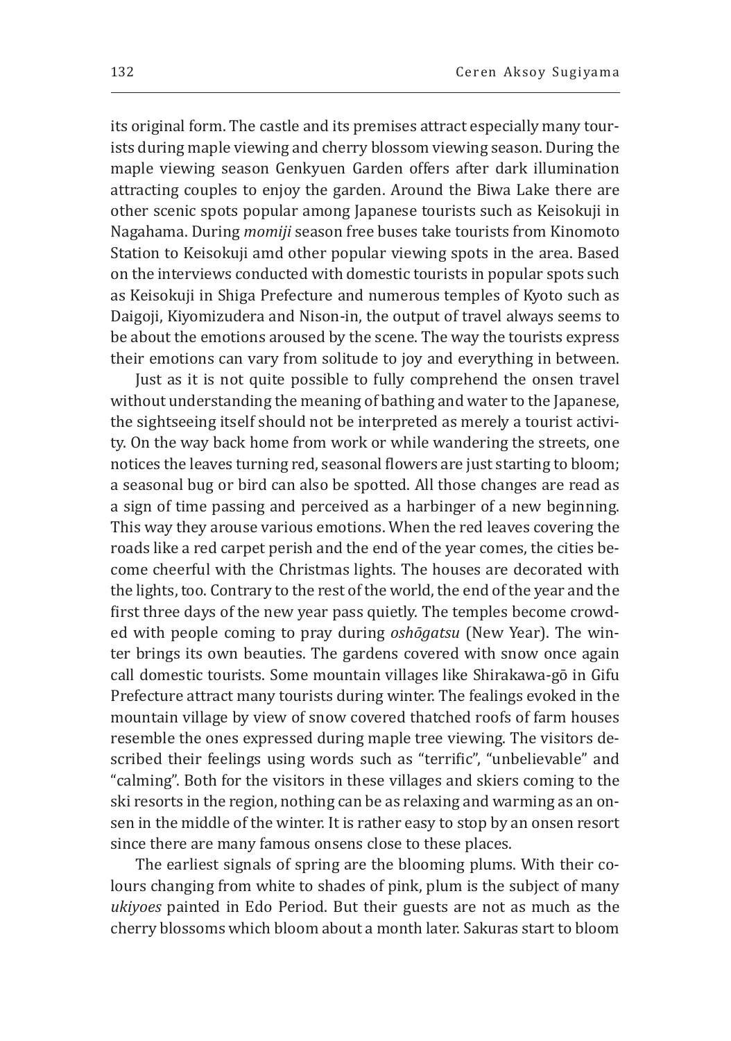its original form. The castle and its premises attract especially many tourists during maple viewing and cherry blossom viewing season. During the maple viewing season Genkyuen Garden offers after dark illumination attracting couples to enjoy the garden. Around the Biwa Lake there are other scenic spots popular among Japanese tourists such as Keisokuji in Nagahama. During *momiji* season free buses take tourists from Kinomoto Station to Keisokuji amd other popular viewing spots in the area. Based on the interviews conducted with domestic tourists in popular spots such as Keisokuji in Shiga Prefecture and numerous temples of Kyoto such as Daigoji, Kiyomizudera and Nison-in, the output of travel always seems to be about the emotions aroused by the scene. The way the tourists express their emotions can vary from solitude to joy and everything in between.

Just as it is not quite possible to fully comprehend the onsen travel without understanding the meaning of bathing and water to the Japanese, the sightseeing itself should not be interpreted as merely a tourist activity. On the way back home from work or while wandering the streets, one notices the leaves turning red, seasonal flowers are just starting to bloom; a seasonal bug or bird can also be spotted. All those changes are read as a sign of time passing and perceived as a harbinger of a new beginning. This way they arouse various emotions. When the red leaves covering the roads like a red carpet perish and the end of the year comes, the cities become cheerful with the Christmas lights. The houses are decorated with the lights, too. Contrary to the rest of the world, the end of the year and the first three days of the new year pass quietly. The temples become crowded with people coming to pray during *oshōgatsu* (New Year). The winter brings its own beauties. The gardens covered with snow once again call domestic tourists. Some mountain villages like Shirakawa-gō in Gifu Prefecture attract many tourists during winter. The fealings evoked in the mountain village by view of snow covered thatched roofs of farm houses resemble the ones expressed during maple tree viewing. The visitors described their feelings using words such as "terrific", "unbelievable" and "calming". Both for the visitors in these villages and skiers coming to the ski resorts in the region, nothing can be as relaxing and warming as an onsen in the middle of the winter. It is rather easy to stop by an onsen resort since there are many famous onsens close to these places.

The earliest signals of spring are the blooming plums. With their colours changing from white to shades of pink, plum is the subject of many *ukiyoes* painted in Edo Period. But their guests are not as much as the cherry blossoms which bloom about a month later. Sakuras start to bloom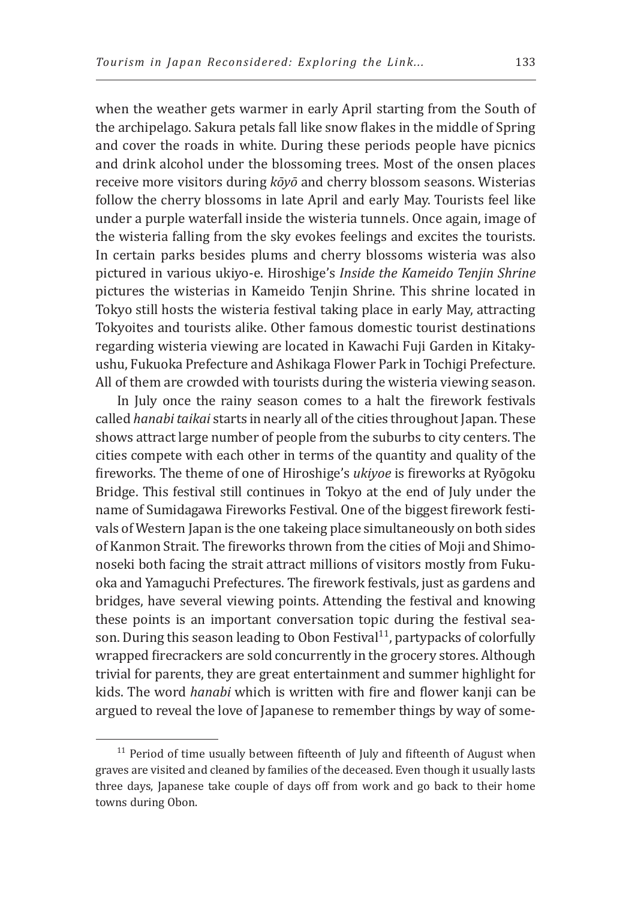when the weather gets warmer in early April starting from the South of the archipelago. Sakura petals fall like snow flakes in the middle of Spring and cover the roads in white. During these periods people have picnics and drink alcohol under the blossoming trees. Most of the onsen places receive more visitors during *kōyō* and cherry blossom seasons. Wisterias follow the cherry blossoms in late April and early May. Tourists feel like under a purple waterfall inside the wisteria tunnels. Once again, image of the wisteria falling from the sky evokes feelings and excites the tourists. In certain parks besides plums and cherry blossoms wisteria was also pictured in various ukiyo-e. Hiroshige's *Inside the Kameido Tenjin Shrine* pictures the wisterias in Kameido Tenjin Shrine. This shrine located in Tokyo still hosts the wisteria festival taking place in early May, attracting Tokyoites and tourists alike. Other famous domestic tourist destinations regarding wisteria viewing are located in Kawachi Fuji Garden in Kitakyushu, Fukuoka Prefecture and Ashikaga Flower Park in Tochigi Prefecture. All of them are crowded with tourists during the wisteria viewing season.

In July once the rainy season comes to a halt the firework festivals called *hanabi taikai* starts in nearly all of the cities throughout Japan. These shows attract large number of people from the suburbs to city centers. The cities compete with each other in terms of the quantity and quality of the fireworks. The theme of one of Hiroshige's *ukiyoe* is fireworks at Ryōgoku Bridge. This festival still continues in Tokyo at the end of July under the name of Sumidagawa Fireworks Festival. One of the biggest firework festivals of Western Japan is the one takeing place simultaneously on both sides of Kanmon Strait. The fireworks thrown from the cities of Moji and Shimonoseki both facing the strait attract millions of visitors mostly from Fukuoka and Yamaguchi Prefectures. The firework festivals, just as gardens and bridges, have several viewing points. Attending the festival and knowing these points is an important conversation topic during the festival season. During this season leading to Obon Festival[11], partypacks of colorfully wrapped firecrackers are sold concurrently in the grocery stores. Although trivial for parents, they are great entertainment and summer highlight for kids. The word *hanabi* which is written with fire and flower kanji can be argued to reveal the love of Japanese to remember things by way of some-

[11] Period of time usually between fifteenth of July and fifteenth of August when graves are visited and cleaned by families of the deceased. Even though it usually lasts three days, Japanese take couple of days off from work and go back to their home towns during Obon.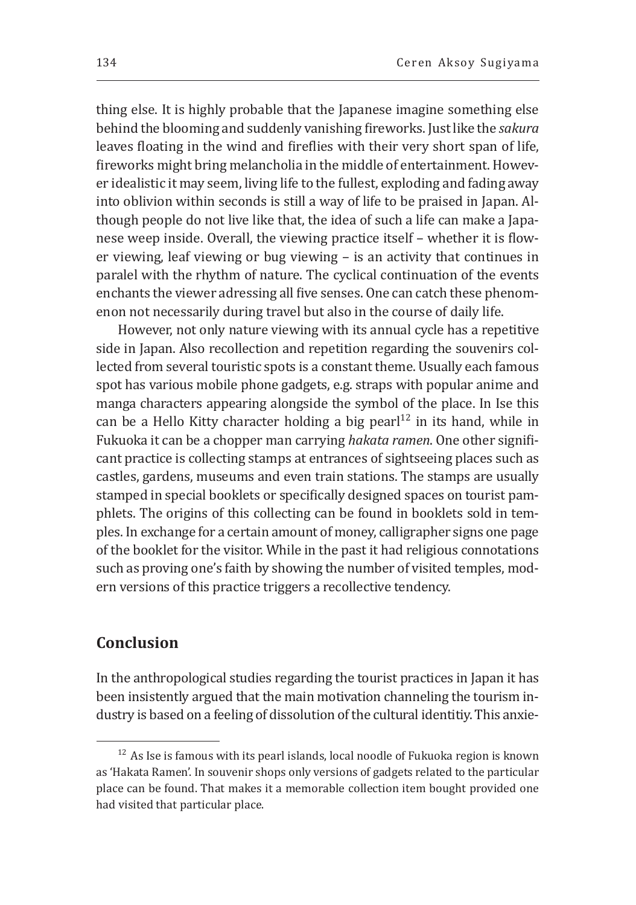thing else. It is highly probable that the Japanese imagine something else behind the blooming and suddenly vanishing fireworks. Just like the *sakura* leaves floating in the wind and fireflies with their very short span of life, fireworks might bring melancholia in the middle of entertainment. However idealistic it may seem, living life to the fullest, exploding and fading away into oblivion within seconds is still a way of life to be praised in Japan. Although people do not live like that, the idea of such a life can make a Japanese weep inside. Overall, the viewing practice itself – whether it is flower viewing, leaf viewing or bug viewing – is an activity that continues in paralel with the rhythm of nature. The cyclical continuation of the events enchants the viewer adressing all five senses. One can catch these phenomenon not necessarily during travel but also in the course of daily life.

However, not only nature viewing with its annual cycle has a repetitive side in Japan. Also recollection and repetition regarding the souvenirs collected from several touristic spots is a constant theme. Usually each famous spot has various mobile phone gadgets, e.g. straps with popular anime and manga characters appearing alongside the symbol of the place. In Ise this can be a Hello Kitty character holding a big pearl[12] in its hand, while in Fukuoka it can be a chopper man carrying *hakata ramen*. One other significant practice is collecting stamps at entrances of sightseeing places such as castles, gardens, museums and even train stations. The stamps are usually stamped in special booklets or specifically designed spaces on tourist pamphlets. The origins of this collecting can be found in booklets sold in temples. In exchange for a certain amount of money, calligrapher signs one page of the booklet for the visitor. While in the past it had religious connotations such as proving one's faith by showing the number of visited temples, modern versions of this practice triggers a recollective tendency.

## Conclusion

In the anthropological studies regarding the tourist practices in Japan it has been insistently argued that the main motivation channeling the tourism industry is based on a feeling of dissolution of the cultural identitiy. This anxie-

[12] As Ise is famous with its pearl islands, local noodle of Fukuoka region is known as 'Hakata Ramen'. In souvenir shops only versions of gadgets related to the particular place can be found. That makes it a memorable collection item bought provided one had visited that particular place.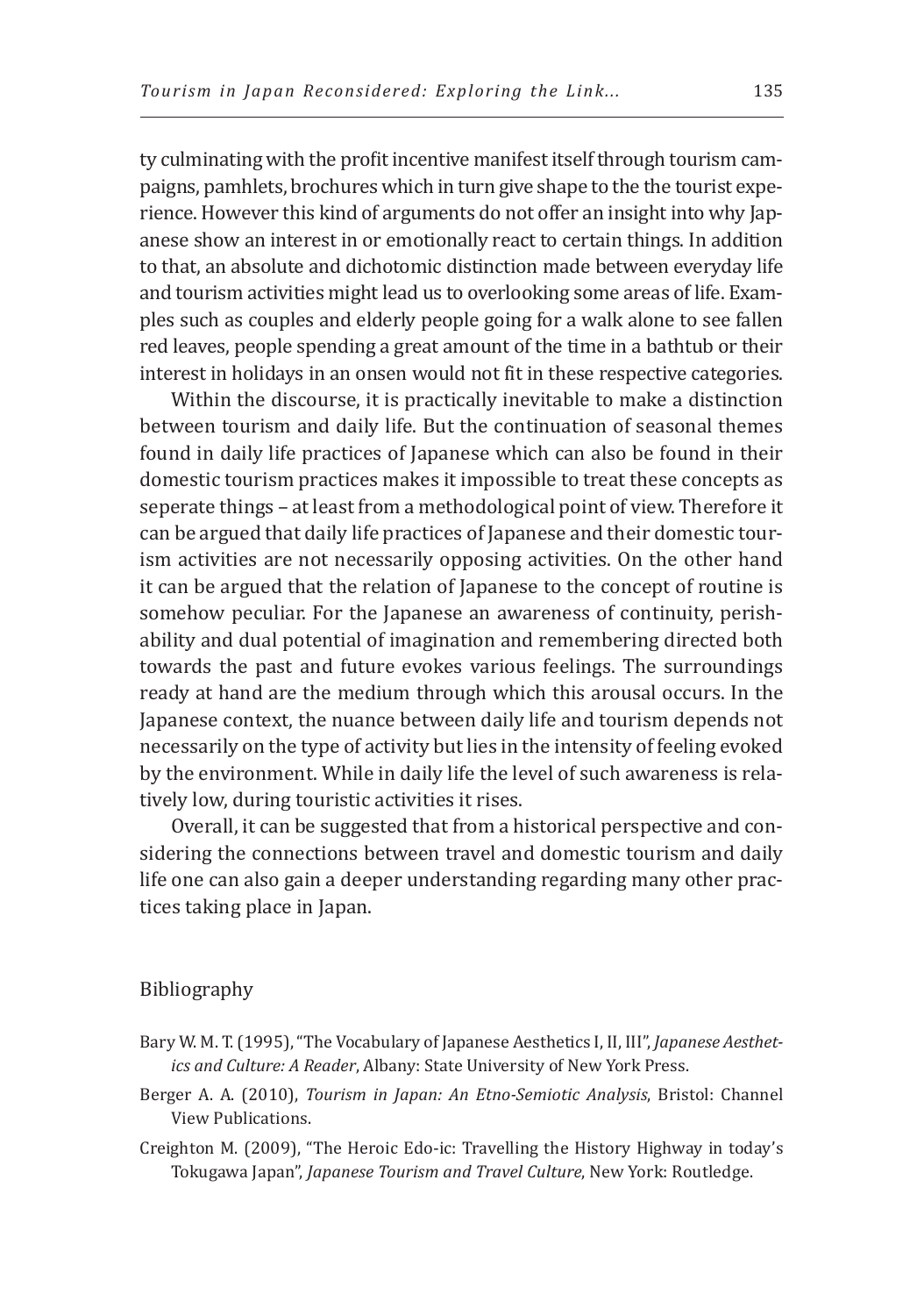ty culminating with the profit incentive manifest itself through tourism campaigns, pamhlets, brochures which in turn give shape to the the tourist experience. However this kind of arguments do not offer an insight into why Japanese show an interest in or emotionally react to certain things. In addition to that, an absolute and dichotomic distinction made between everyday life and tourism activities might lead us to overlooking some areas of life. Examples such as couples and elderly people going for a walk alone to see fallen red leaves, people spending a great amount of the time in a bathtub or their interest in holidays in an onsen would not fit in these respective categories.

Within the discourse, it is practically inevitable to make a distinction between tourism and daily life. But the continuation of seasonal themes found in daily life practices of Japanese which can also be found in their domestic tourism practices makes it impossible to treat these concepts as seperate things – at least from a methodological point of view. Therefore it can be argued that daily life practices of Japanese and their domestic tourism activities are not necessarily opposing activities. On the other hand it can be argued that the relation of Japanese to the concept of routine is somehow peculiar. For the Japanese an awareness of continuity, perishability and dual potential of imagination and remembering directed both towards the past and future evokes various feelings. The surroundings ready at hand are the medium through which this arousal occurs. In the Japanese context, the nuance between daily life and tourism depends not necessarily on the type of activity but lies in the intensity of feeling evoked by the environment. While in daily life the level of such awareness is relatively low, during touristic activities it rises.

Overall, it can be suggested that from a historical perspective and considering the connections between travel and domestic tourism and daily life one can also gain a deeper understanding regarding many other practices taking place in Japan.

## Bibliography

Bary W. M. T. (1995), "The Vocabulary of Japanese Aesthetics I, II, III", *Japanese Aesthetics and Culture: A Reader*, Albany: State University of New York Press.

Berger A. A. (2010), *Tourism in Japan: An Etno-Semiotic Analysis*, Bristol: Channel View Publications.

Creighton M. (2009), "The Heroic Edo-ic: Travelling the History Highway in today's Tokugawa Japan", *Japanese Tourism and Travel Culture*, New York: Routledge.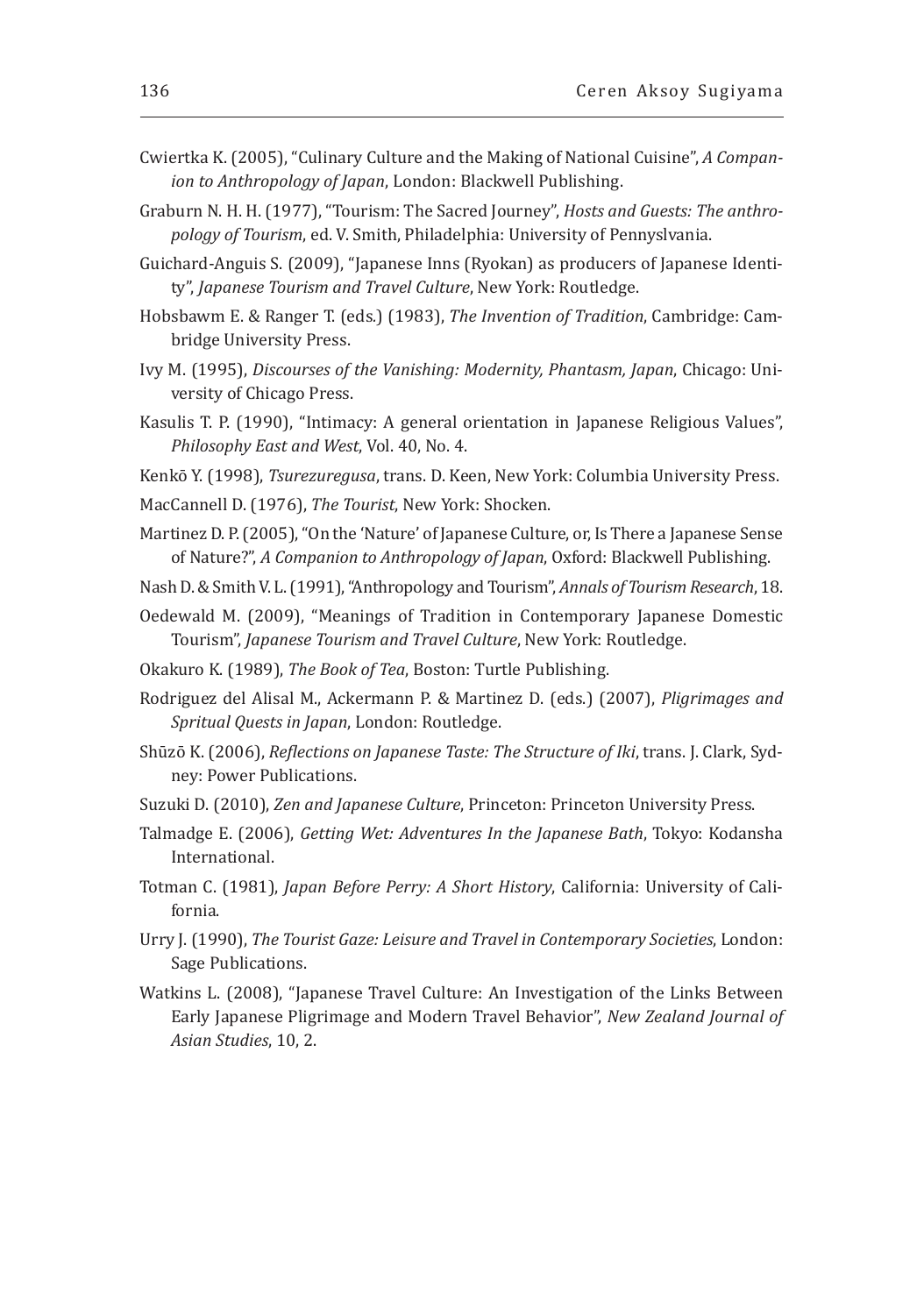Cwiertka K. (2005), "Culinary Culture and the Making of National Cuisine", *A Companion to Anthropology of Japan*, London: Blackwell Publishing.

Graburn N. H. H. (1977), "Tourism: The Sacred Journey", *Hosts and Guests: The anthropology of Tourism*, ed. V. Smith, Philadelphia: University of Pennyslvania.

Guichard-Anguis S. (2009), "Japanese Inns (Ryokan) as producers of Japanese Identity", *Japanese Tourism and Travel Culture*, New York: Routledge.

Hobsbawm E. & Ranger T. (eds.) (1983), *The Invention of Tradition*, Cambridge: Cambridge University Press.

Ivy M. (1995), *Discourses of the Vanishing: Modernity, Phantasm, Japan*, Chicago: University of Chicago Press.

Kasulis T. P. (1990), "Intimacy: A general orientation in Japanese Religious Values", *Philosophy East and West*, Vol. 40, No. 4.

Kenkō Y. (1998), *Tsurezuregusa*, trans. D. Keen, New York: Columbia University Press.

MacCannell D. (1976), *The Tourist*, New York: Shocken.

Martinez D. P. (2005), "On the 'Nature' of Japanese Culture, or, Is There a Japanese Sense of Nature?", *A Companion to Anthropology of Japan*, Oxford: Blackwell Publishing.

Nash D. & Smith V. L. (1991), "Anthropology and Tourism", *Annals of Tourism Research*, 18.

Oedewald M. (2009), "Meanings of Tradition in Contemporary Japanese Domestic Tourism", *Japanese Tourism and Travel Culture*, New York: Routledge.

Okakuro K. (1989), *The Book of Tea*, Boston: Turtle Publishing.

Rodriguez del Alisal M., Ackermann P. & Martinez D. (eds.) (2007), *Pligrimages and Spritual Quests in Japan*, London: Routledge.

Shūzō K. (2006), *Reflections on Japanese Taste: The Structure of Iki*, trans. J. Clark, Sydney: Power Publications.

Suzuki D. (2010), *Zen and Japanese Culture*, Princeton: Princeton University Press.

Talmadge E. (2006), *Getting Wet: Adventures In the Japanese Bath*, Tokyo: Kodansha International.

Totman C. (1981), *Japan Before Perry: A Short History*, California: University of California.

Urry J. (1990), *The Tourist Gaze: Leisure and Travel in Contemporary Societies*, London: Sage Publications.

Watkins L. (2008), "Japanese Travel Culture: An Investigation of the Links Between Early Japanese Pligrimage and Modern Travel Behavior", *New Zealand Journal of Asian Studies*, 10, 2.